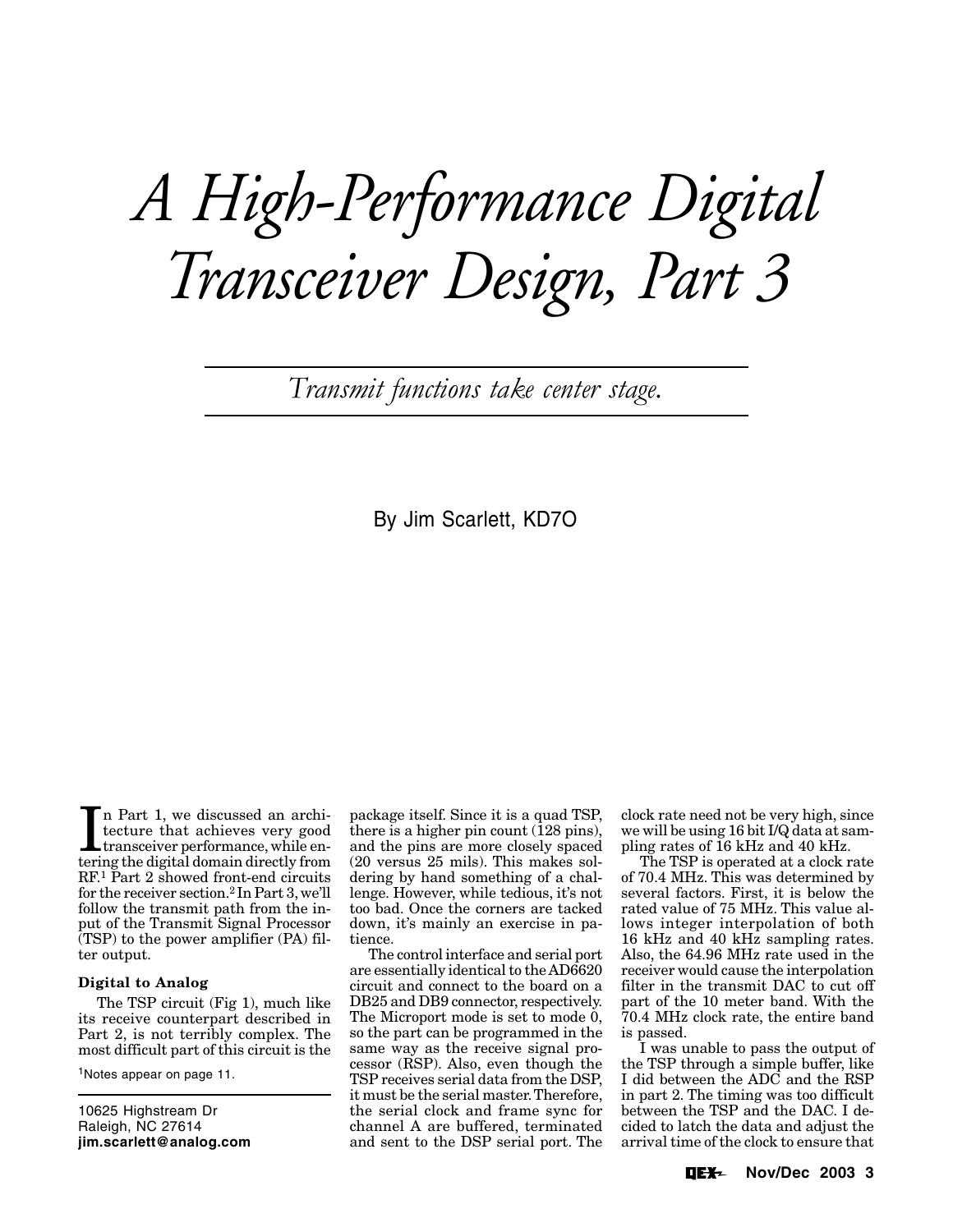# A High-Performance Digital Transceiver Design, Part 3

*Transmit functions take center stage.*

By Jim Scarlett, KD7O

In Part 1, we discussed an architecture that achieves very good transceiver performance, while entering the digital domain directly from RF.[1] Part 2 showed front-end circuits for the receiver section.[2] In Part 3, we'll follow the transmit path from the input of the Transmit Signal Processor (TSP) to the power amplifier (PA) filter output.

[1]Notes appear on page 11.

10625 Highstream Dr
Raleigh, NC 27614
**jim.scarlett@analog.com**

### Digital to Analog

The TSP circuit (Fig 1), much like its receive counterpart described in Part 2, is not terribly complex. The most difficult part of this circuit is the package itself. Since it is a quad TSP, there is a higher pin count (128 pins), and the pins are more closely spaced (20 versus 25 mils). This makes soldering by hand something of a challenge. However, while tedious, it's not too bad. Once the corners are tacked down, it's mainly an exercise in patience.

The control interface and serial port are essentially identical to the AD6620 circuit and connect to the board on a DB25 and DB9 connector, respectively. The Microport mode is set to mode 0, so the part can be programmed in the same way as the receive signal processor (RSP). Also, even though the TSP receives serial data from the DSP, it must be the serial master. Therefore, the serial clock and frame sync for channel A are buffered, terminated and sent to the DSP serial port. The clock rate need not be very high, since we will be using 16 bit I/Q data at sampling rates of 16 kHz and 40 kHz.

The TSP is operated at a clock rate of 70.4 MHz. This was determined by several factors. First, it is below the rated value of 75 MHz. This value allows integer interpolation of both 16 kHz and 40 kHz sampling rates. Also, the 64.96 MHz rate used in the receiver would cause the interpolation filter in the transmit DAC to cut off part of the 10 meter band. With the 70.4 MHz clock rate, the entire band is passed.

I was unable to pass the output of the TSP through a simple buffer, like I did between the ADC and the RSP in part 2. The timing was too difficult between the TSP and the DAC. I decided to latch the data and adjust the arrival time of the clock to ensure that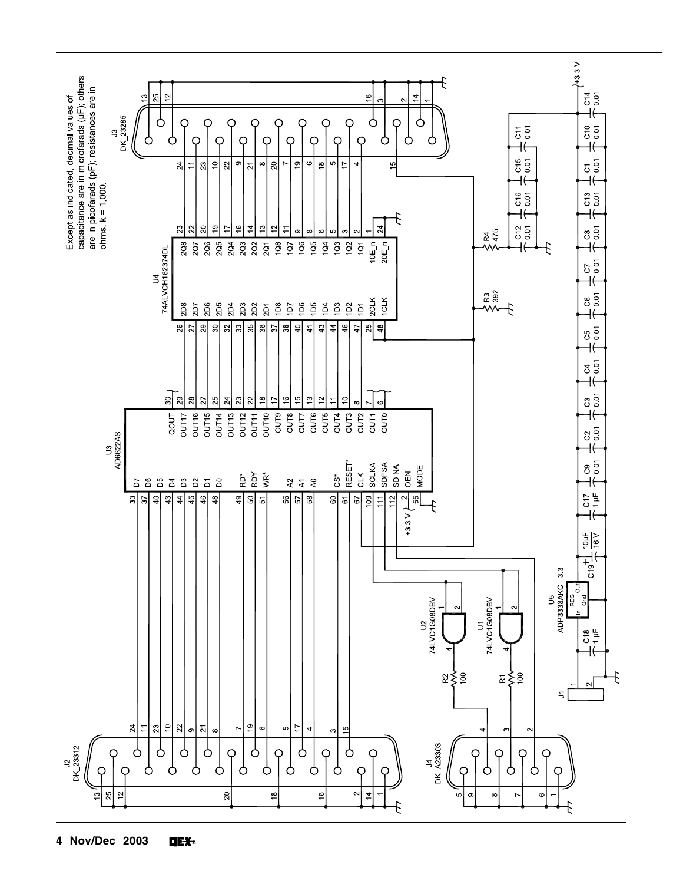Except as indicated, decimal values of capacitance are in microfarads (µF); others are in picofarads (pF); resistances are in ohms; k = 1,000.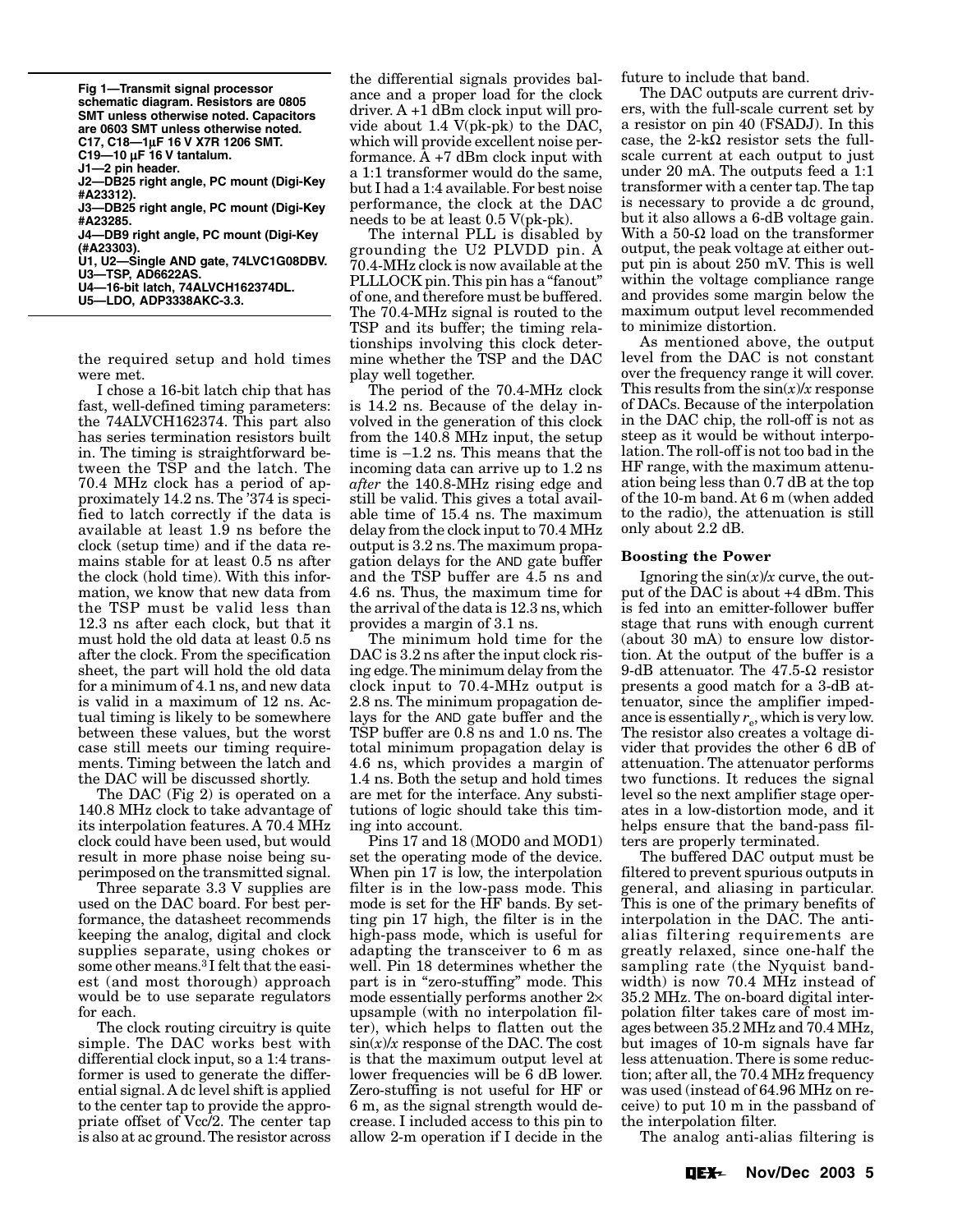**Fig 1—Transmit signal processor schematic diagram. Resistors are 0805 SMT unless otherwise noted. Capacitors are 0603 SMT unless otherwise noted.**
**C17, C18—1µF 16 V X7R 1206 SMT.**
**C19—10 µF 16 V tantalum.**
**J1—2 pin header.**
**J2—DB25 right angle, PC mount (Digi-Key #A23312).**
**J3—DB25 right angle, PC mount (Digi-Key #A23285.**
**J4—DB9 right angle, PC mount (Digi-Key (#A23303).**
**U1, U2—Single AND gate, 74LVC1G08DBV.**
**U3—TSP, AD6622AS.**
**U4—16-bit latch, 74ALVCH162374DL.**
**U5—LDO, ADP3338AKC-3.3.**

the required setup and hold times were met.

I chose a 16-bit latch chip that has fast, well-defined timing parameters: the 74ALVCH162374. This part also has series termination resistors built in. The timing is straightforward between the TSP and the latch. The 70.4 MHz clock has a period of approximately 14.2 ns. The '374 is specified to latch correctly if the data is available at least 1.9 ns before the clock (setup time) and if the data remains stable for at least 0.5 ns after the clock (hold time). With this information, we know that new data from the TSP must be valid less than 12.3 ns after each clock, but that it must hold the old data at least 0.5 ns after the clock. From the specification sheet, the part will hold the old data for a minimum of 4.1 ns, and new data is valid in a maximum of 12 ns. Actual timing is likely to be somewhere between these values, but the worst case still meets our timing requirements. Timing between the latch and the DAC will be discussed shortly.

The DAC (Fig 2) is operated on a 140.8 MHz clock to take advantage of its interpolation features. A 70.4 MHz clock could have been used, but would result in more phase noise being superimposed on the transmitted signal.

Three separate 3.3 V supplies are used on the DAC board. For best performance, the datasheet recommends keeping the analog, digital and clock supplies separate, using chokes or some other means.[3] I felt that the easiest (and most thorough) approach would be to use separate regulators for each.

The clock routing circuitry is quite simple. The DAC works best with differential clock input, so a 1:4 transformer is used to generate the differential signal. A dc level shift is applied to the center tap to provide the appropriate offset of Vcc/2. The center tap is also at ac ground. The resistor across the differential signals provides balance and a proper load for the clock driver. A +1 dBm clock input will provide about 1.4 V(pk-pk) to the DAC, which will provide excellent noise performance. A +7 dBm clock input with a 1:1 transformer would do the same, but I had a 1:4 available. For best noise performance, the clock at the DAC needs to be at least 0.5 V(pk-pk).

The internal PLL is disabled by grounding the U2 PLVDD pin. A 70.4-MHz clock is now available at the PLLLOCK pin. This pin has a "fanout" of one, and therefore must be buffered. The 70.4-MHz signal is routed to the TSP and its buffer; the timing relationships involving this clock determine whether the TSP and the DAC play well together.

The period of the 70.4-MHz clock is 14.2 ns. Because of the delay involved in the generation of this clock from the 140.8 MHz input, the setup time is –1.2 ns. This means that the incoming data can arrive up to 1.2 ns *after* the 140.8-MHz rising edge and still be valid. This gives a total available time of 15.4 ns. The maximum delay from the clock input to 70.4 MHz output is 3.2 ns. The maximum propagation delays for the AND gate buffer and the TSP buffer are 4.5 ns and 4.6 ns. Thus, the maximum time for the arrival of the data is 12.3 ns, which provides a margin of 3.1 ns.

The minimum hold time for the DAC is 3.2 ns after the input clock rising edge. The minimum delay from the clock input to 70.4-MHz output is 2.8 ns. The minimum propagation delays for the AND gate buffer and the TSP buffer are 0.8 ns and 1.0 ns. The total minimum propagation delay is 4.6 ns, which provides a margin of 1.4 ns. Both the setup and hold times are met for the interface. Any substitutions of logic should take this timing into account.

Pins 17 and 18 (MOD0 and MOD1) set the operating mode of the device. When pin 17 is low, the interpolation filter is in the low-pass mode. This mode is set for the HF bands. By setting pin 17 high, the filter is in the high-pass mode, which is useful for adapting the transceiver to 6 m as well. Pin 18 determines whether the part is in "zero-stuffing" mode. This mode essentially performs another 2× upsample (with no interpolation filter), which helps to flatten out the $\sin(x)/x$ response of the DAC. The cost is that the maximum output level at lower frequencies will be 6 dB lower. Zero-stuffing is not useful for HF or 6 m, as the signal strength would decrease. I included access to this pin to allow 2-m operation if I decide in the future to include that band.

The DAC outputs are current drivers, with the full-scale current set by a resistor on pin 40 (FSADJ). In this case, the 2-kΩ resistor sets the full-scale current at each output to just under 20 mA. The outputs feed a 1:1 transformer with a center tap. The tap is necessary to provide a dc ground, but it also allows a 6-dB voltage gain. With a 50-Ω load on the transformer output, the peak voltage at either output pin is about 250 mV. This is well within the voltage compliance range and provides some margin below the maximum output level recommended to minimize distortion.

As mentioned above, the output level from the DAC is not constant over the frequency range it will cover. This results from the $\sin(x)/x$ response of DACs. Because of the interpolation in the DAC chip, the roll-off is not as steep as it would be without interpolation. The roll-off is not too bad in the HF range, with the maximum attenuation being less than 0.7 dB at the top of the 10-m band. At 6 m (when added to the radio), the attenuation is still only about 2.2 dB.

### Boosting the Power

Ignoring the $\sin(x)/x$ curve, the output of the DAC is about +4 dBm. This is fed into an emitter-follower buffer stage that runs with enough current (about 30 mA) to ensure low distortion. At the output of the buffer is a 9-dB attenuator. The 47.5-Ω resistor presents a good match for a 3-dB attenuator, since the amplifier impedance is essentially $r_e$, which is very low. The resistor also creates a voltage divider that provides the other 6 dB of attenuation. The attenuator performs two functions. It reduces the signal level so the next amplifier stage operates in a low-distortion mode, and it helps ensure that the band-pass filters are properly terminated.

The buffered DAC output must be filtered to prevent spurious outputs in general, and aliasing in particular. This is one of the primary benefits of interpolation in the DAC. The anti-alias filtering requirements are greatly relaxed, since one-half the sampling rate (the Nyquist bandwidth) is now 70.4 MHz instead of 35.2 MHz. The on-board digital interpolation filter takes care of most images between 35.2 MHz and 70.4 MHz, but images of 10-m signals have far less attenuation. There is some reduction; after all, the 70.4 MHz frequency was used (instead of 64.96 MHz on receive) to put 10 m in the passband of the interpolation filter.

The analog anti-alias filtering is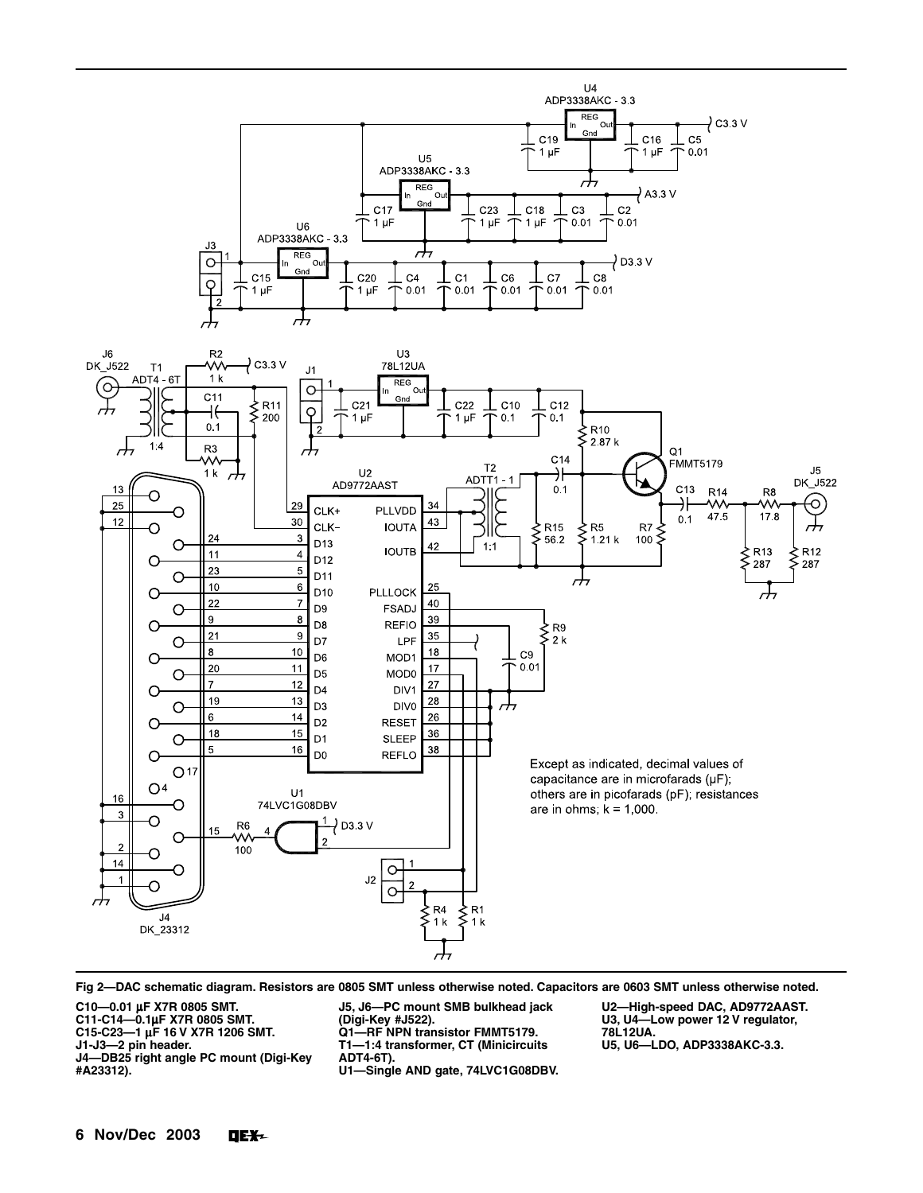Fig 2—DAC schematic diagram. Resistors are 0805 SMT unless otherwise noted. Capacitors are 0603 SMT unless otherwise noted.

C10—0.01 µF X7R 0805 SMT.
C11-C14—0.1µF X7R 0805 SMT.
C15-C23—1 µF 16 V X7R 1206 SMT.
J1-J3—2 pin header.
J4—DB25 right angle PC mount (Digi-Key #A23312).
J5, J6—PC mount SMB bulkhead jack (Digi-Key #J522).
Q1—RF NPN transistor FMMT5179.
T1—1:4 transformer, CT (Minicircuits ADT4-6T).
U1—Single AND gate, 74LVC1G08DBV.
U2—High-speed DAC, AD9772AAST.
U3, U4—Low power 12 V regulator, 78L12UA.
U5, U6—LDO, ADP3338AKC-3.3.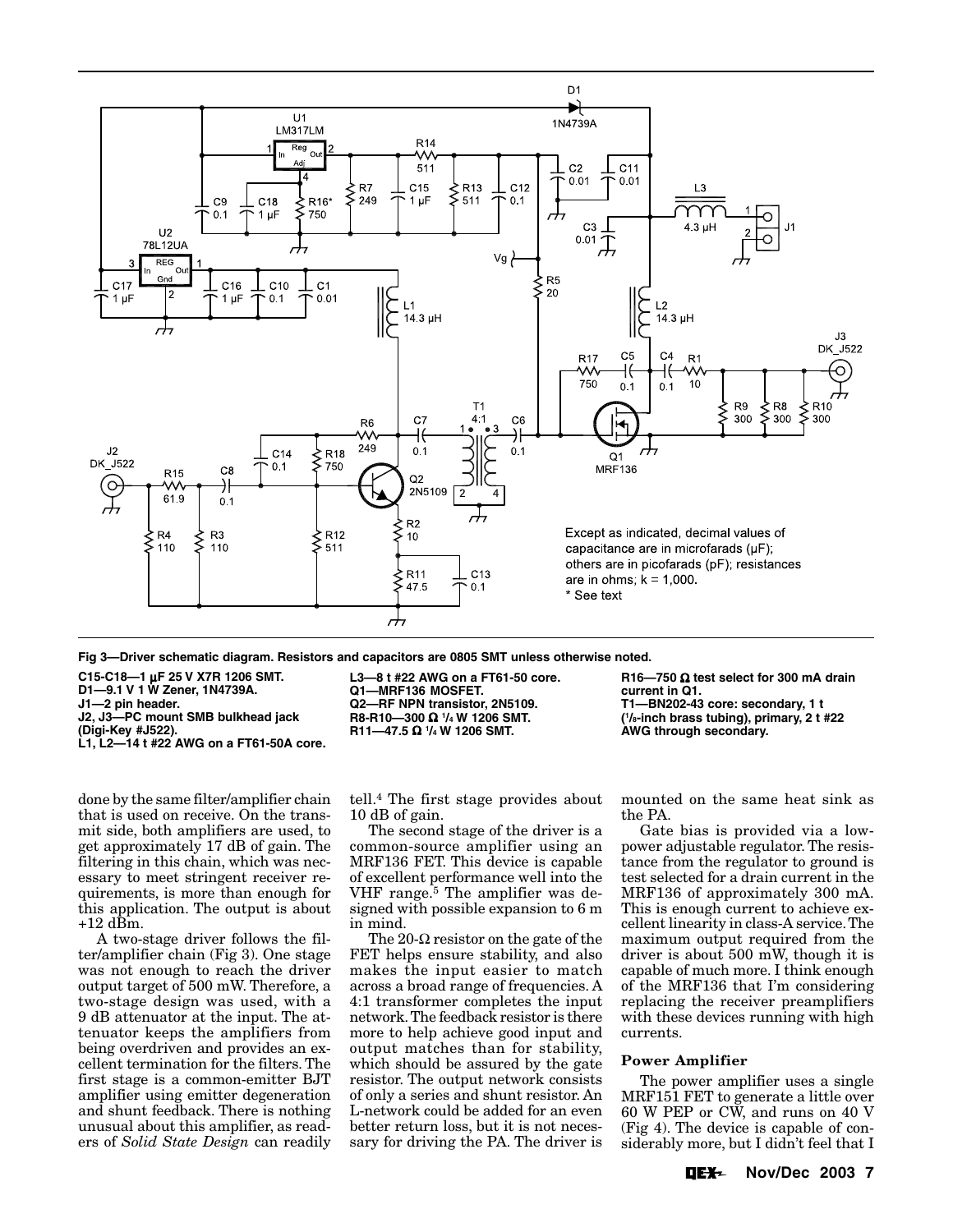Fig 3—Driver schematic diagram. Resistors and capacitors are 0805 SMT unless otherwise noted.

C15-C18—1 µF 25 V X7R 1206 SMT.
D1—9.1 V 1 W Zener, 1N4739A.
J1—2 pin header.
J2, J3—PC mount SMB bulkhead jack (Digi-Key #J522).
L1, L2—14 t #22 AWG on a FT61-50A core.
L3—8 t #22 AWG on a FT61-50 core.
Q1—MRF136 MOSFET.
Q2—RF NPN transistor, 2N5109.
R8-R10—300 Ω ¼ W 1206 SMT.
R11—47.5 Ω ¼ W 1206 SMT.
R16—750 Ω test select for 300 mA drain current in Q1.
T1—BN202-43 core: secondary, 1 t (⅛-inch brass tubing), primary, 2 t #22 AWG through secondary.

done by the same filter/amplifier chain that is used on receive. On the transmit side, both amplifiers are used, to get approximately 17 dB of gain. The filtering in this chain, which was necessary to meet stringent receiver requirements, is more than enough for this application. The output is about +12 dBm.

A two-stage driver follows the filter/amplifier chain (Fig 3). One stage was not enough to reach the driver output target of 500 mW. Therefore, a two-stage design was used, with a 9 dB attenuator at the input. The attenuator keeps the amplifiers from being overdriven and provides an excellent termination for the filters. The first stage is a common-emitter BJT amplifier using emitter degeneration and shunt feedback. There is nothing unusual about this amplifier, as readers of *Solid State Design* can readily tell.[4] The first stage provides about 10 dB of gain.

The second stage of the driver is a common-source amplifier using an MRF136 FET. This device is capable of excellent performance well into the VHF range.[5] The amplifier was designed with possible expansion to 6 m in mind.

The 20-Ω resistor on the gate of the FET helps ensure stability, and also makes the input easier to match across a broad range of frequencies. A 4:1 transformer completes the input network. The feedback resistor is there more to help achieve good input and output matches than for stability, which should be assured by the gate resistor. The output network consists of only a series and shunt resistor. An L-network could be added for an even better return loss, but it is not necessary for driving the PA. The driver is mounted on the same heat sink as the PA.

Gate bias is provided via a low-power adjustable regulator. The resistance from the regulator to ground is test selected for a drain current in the MRF136 of approximately 300 mA. This is enough current to achieve excellent linearity in class-A service. The maximum output required from the driver is about 500 mW, though it is capable of much more. I think enough of the MRF136 that I'm considering replacing the receiver preamplifiers with these devices running with high currents.

### Power Amplifier

The power amplifier uses a single MRF151 FET to generate a little over 60 W PEP or CW, and runs on 40 V (Fig 4). The device is capable of considerably more, but I didn't feel that I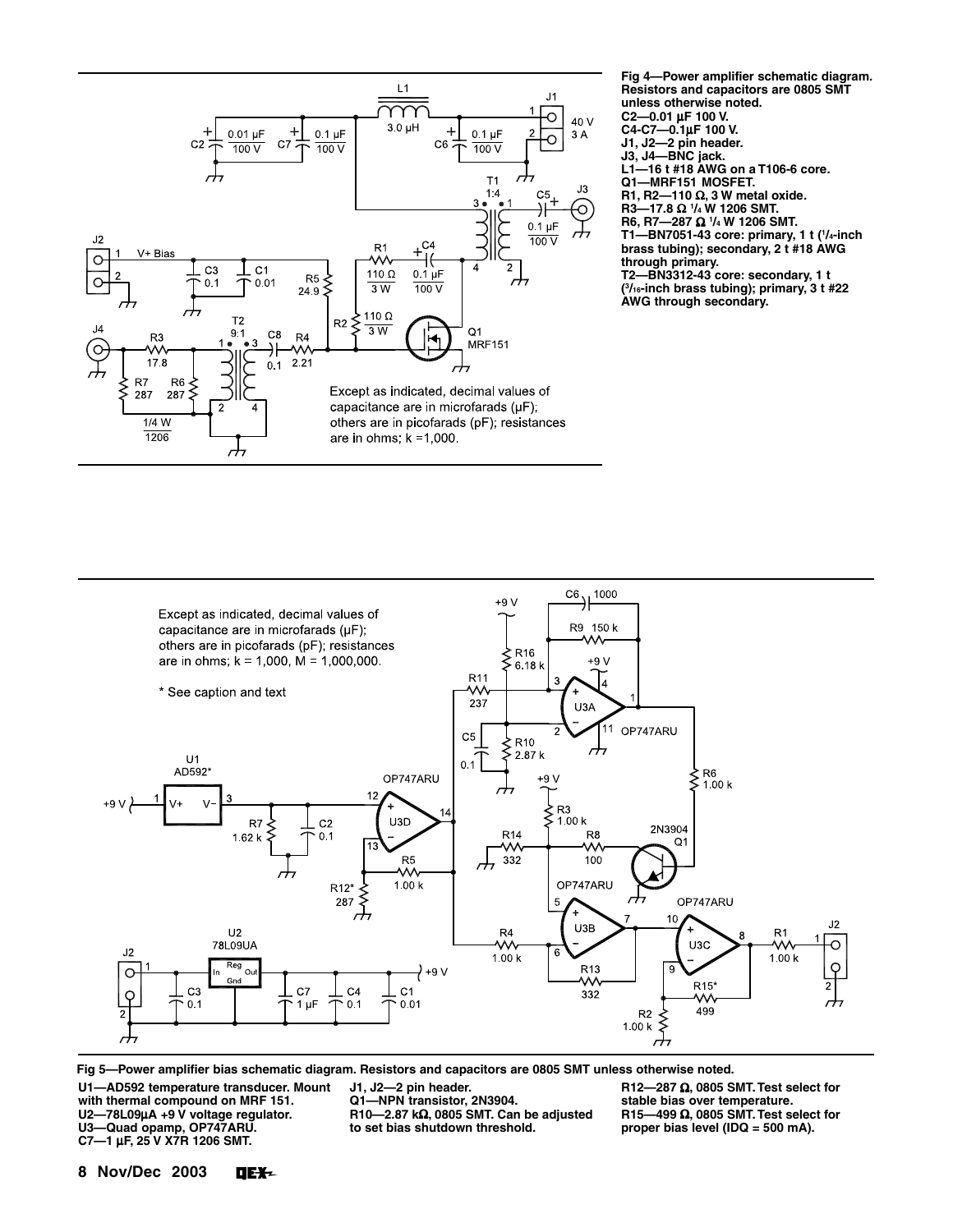Except as indicated, decimal values of capacitance are in microfarads (µF); others are in picofarads (pF); resistances are in ohms; k =1,000.

**Fig 4—Power amplifier schematic diagram. Resistors and capacitors are 0805 SMT unless otherwise noted.**
**C2—0.01 µF 100 V.**
**C4-C7—0.1µF 100 V.**
**J1, J2—2 pin header.**
**J3, J4—BNC jack.**
**L1—16 t #18 AWG on a T106-6 core.**
**Q1—MRF151 MOSFET.**
**R1, R2—110 Ω, 3 W metal oxide.**
**R3—17.8 Ω 1/4 W 1206 SMT.**
**R6, R7—287 Ω 1/4 W 1206 SMT.**
**T1—BN7051-43 core: primary, 1 t (1/4-inch brass tubing); secondary, 2 t #18 AWG through primary.**
**T2—BN3312-43 core: secondary, 1 t (3/16-inch brass tubing); primary, 3 t #22 AWG through secondary.**

Except as indicated, decimal values of capacitance are in microfarads (µF); others are in picofarads (pF); resistances are in ohms; k = 1,000, M = 1,000,000.

* See caption and text

**Fig 5—Power amplifier bias schematic diagram. Resistors and capacitors are 0805 SMT unless otherwise noted.**

**U1—AD592 temperature transducer. Mount with thermal compound on MRF 151.**
**U2—78L09µA +9 V voltage regulator.**
**U3—Quad opamp, OP747ARU.**
**C7—1 µF, 25 V X7R 1206 SMT.**
**J1, J2—2 pin header.**
**Q1—NPN transistor, 2N3904.**
**R10—2.87 kΩ, 0805 SMT. Can be adjusted to set bias shutdown threshold.**
**R12—287 Ω, 0805 SMT. Test select for stable bias over temperature.**
**R15—499 Ω, 0805 SMT. Test select for proper bias level (IDQ = 500 mA).**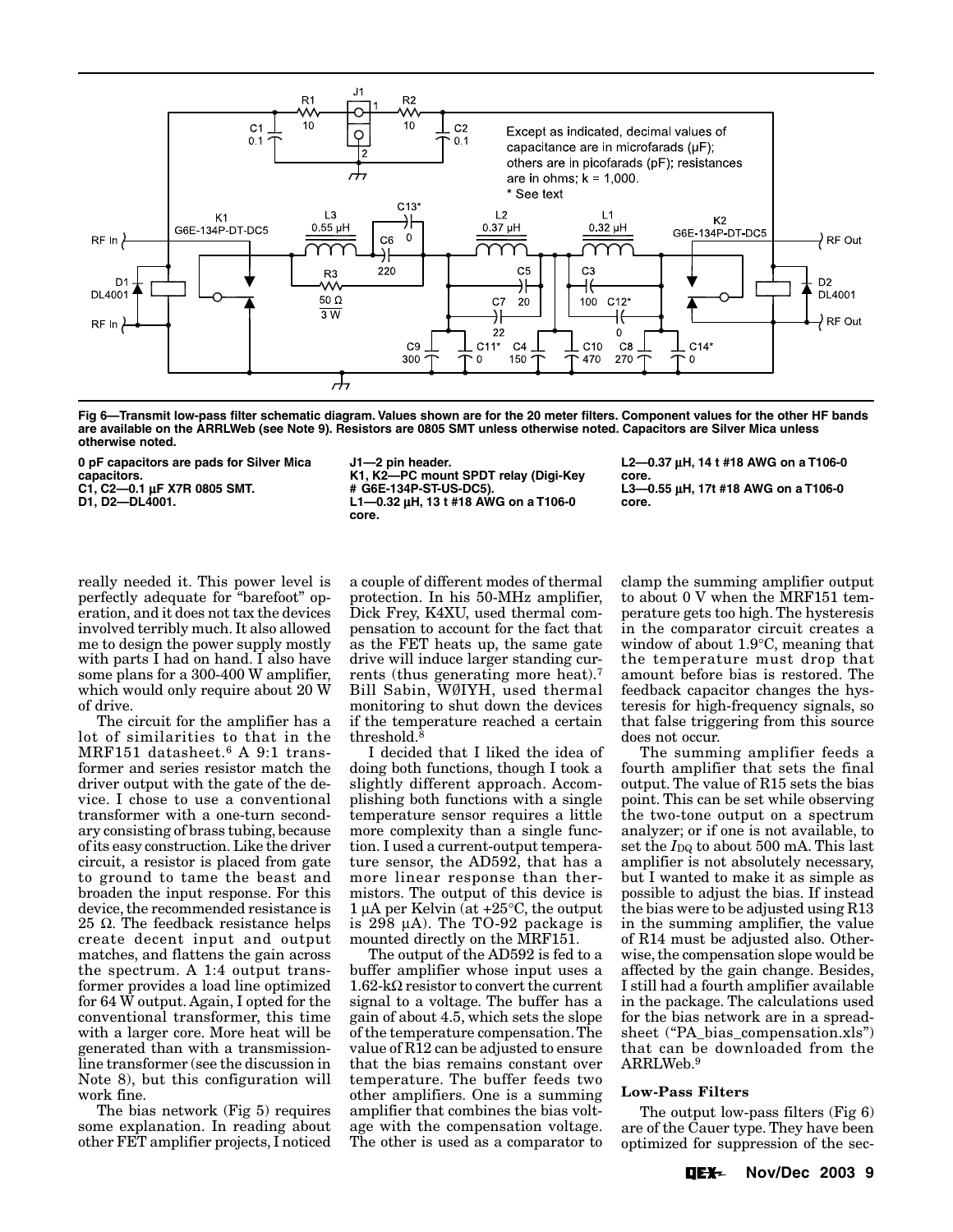Fig 6—Transmit low-pass filter schematic diagram. Values shown are for the 20 meter filters. Component values for the other HF bands are available on the ARRLWeb (see Note 9). Resistors are 0805 SMT unless otherwise noted. Capacitors are Silver Mica unless otherwise noted.

0 pF capacitors are pads for Silver Mica capacitors.
C1, C2—0.1 µF X7R 0805 SMT.
D1, D2—DL4001.
J1—2 pin header.
K1, K2—PC mount SPDT relay (Digi-Key # G6E-134P-ST-US-DC5).
L1—0.32 µH, 13 t #18 AWG on a T106-0 core.
L2—0.37 µH, 14 t #18 AWG on a T106-0 core.
L3—0.55 µH, 17t #18 AWG on a T106-0 core.

really needed it. This power level is perfectly adequate for "barefoot" operation, and it does not tax the devices involved terribly much. It also allowed me to design the power supply mostly with parts I had on hand. I also have some plans for a 300-400 W amplifier, which would only require about 20 W of drive.

The circuit for the amplifier has a lot of similarities to that in the MRF151 datasheet.[6] A 9:1 transformer and series resistor match the driver output with the gate of the device. I chose to use a conventional transformer with a one-turn secondary consisting of brass tubing, because of its easy construction. Like the driver circuit, a resistor is placed from gate to ground to tame the beast and broaden the input response. For this device, the recommended resistance is 25 Ω. The feedback resistance helps create decent input and output matches, and flattens the gain across the spectrum. A 1:4 output transformer provides a load line optimized for 64 W output. Again, I opted for the conventional transformer, this time with a larger core. More heat will be generated than with a transmission-line transformer (see the discussion in Note 8), but this configuration will work fine.

The bias network (Fig 5) requires some explanation. In reading about other FET amplifier projects, I noticed a couple of different modes of thermal protection. In his 50-MHz amplifier, Dick Frey, K4XU, used thermal compensation to account for the fact that as the FET heats up, the same gate drive will induce larger standing currents (thus generating more heat).[7] Bill Sabin, WØIYH, used thermal monitoring to shut down the devices if the temperature reached a certain threshold.[8]

I decided that I liked the idea of doing both functions, though I took a slightly different approach. Accomplishing both functions with a single temperature sensor requires a little more complexity than a single function. I used a current-output temperature sensor, the AD592, that has a more linear response than thermistors. The output of this device is 1 µA per Kelvin (at +25°C, the output is 298 µA). The TO-92 package is mounted directly on the MRF151.

The output of the AD592 is fed to a buffer amplifier whose input uses a 1.62-kΩ resistor to convert the current signal to a voltage. The buffer has a gain of about 4.5, which sets the slope of the temperature compensation. The value of R12 can be adjusted to ensure that the bias remains constant over temperature. The buffer feeds two other amplifiers. One is a summing amplifier that combines the bias voltage with the compensation voltage. The other is used as a comparator to clamp the summing amplifier output to about 0 V when the MRF151 temperature gets too high. The hysteresis in the comparator circuit creates a window of about 1.9°C, meaning that the temperature must drop that amount before bias is restored. The feedback capacitor changes the hysteresis for high-frequency signals, so that false triggering from this source does not occur.

The summing amplifier feeds a fourth amplifier that sets the final output. The value of R15 sets the bias point. This can be set while observing the two-tone output on a spectrum analyzer; or if one is not available, to set the $I_{DQ}$ to about 500 mA. This last amplifier is not absolutely necessary, but I wanted to make it as simple as possible to adjust the bias. If instead the bias were to be adjusted using R13 in the summing amplifier, the value of R14 must be adjusted also. Otherwise, the compensation slope would be affected by the gain change. Besides, I still had a fourth amplifier available in the package. The calculations used for the bias network are in a spreadsheet ("PA_bias_compensation.xls") that can be downloaded from the ARRLWeb.[9]

### Low-Pass Filters

The output low-pass filters (Fig 6) are of the Cauer type. They have been optimized for suppression of the sec-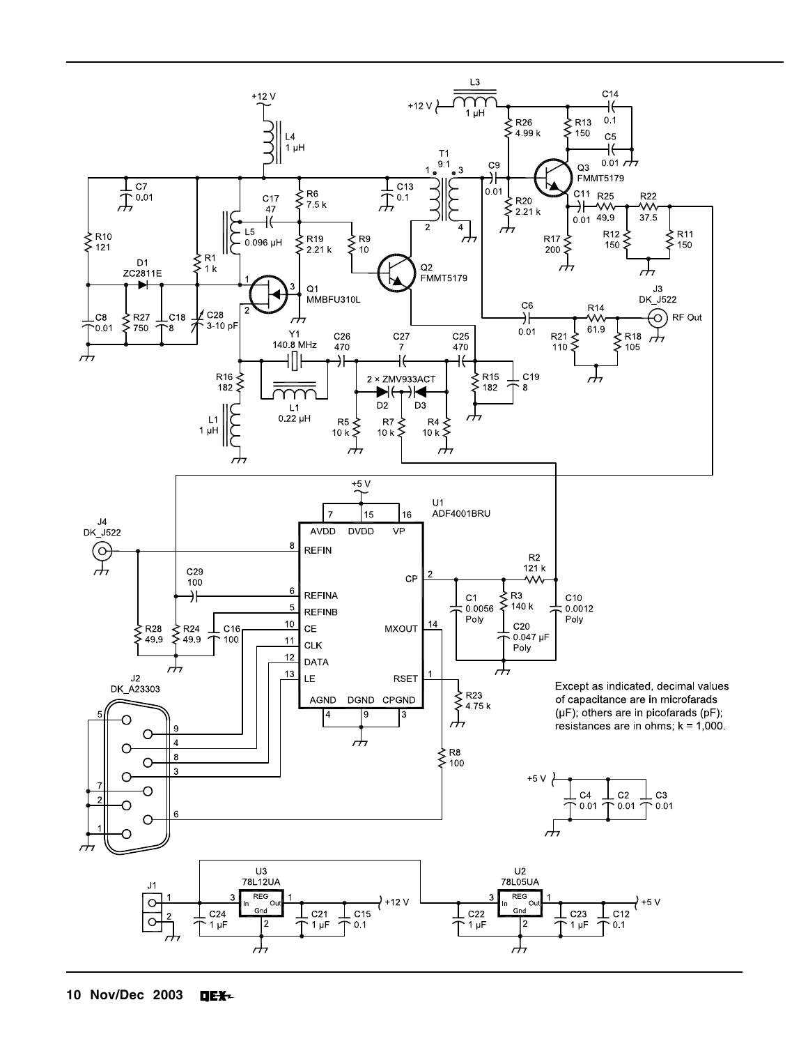Except as indicated, decimal values of capacitance are in microfarads (μF); others are in picofarads (pF); resistances are in ohms; k = 1,000.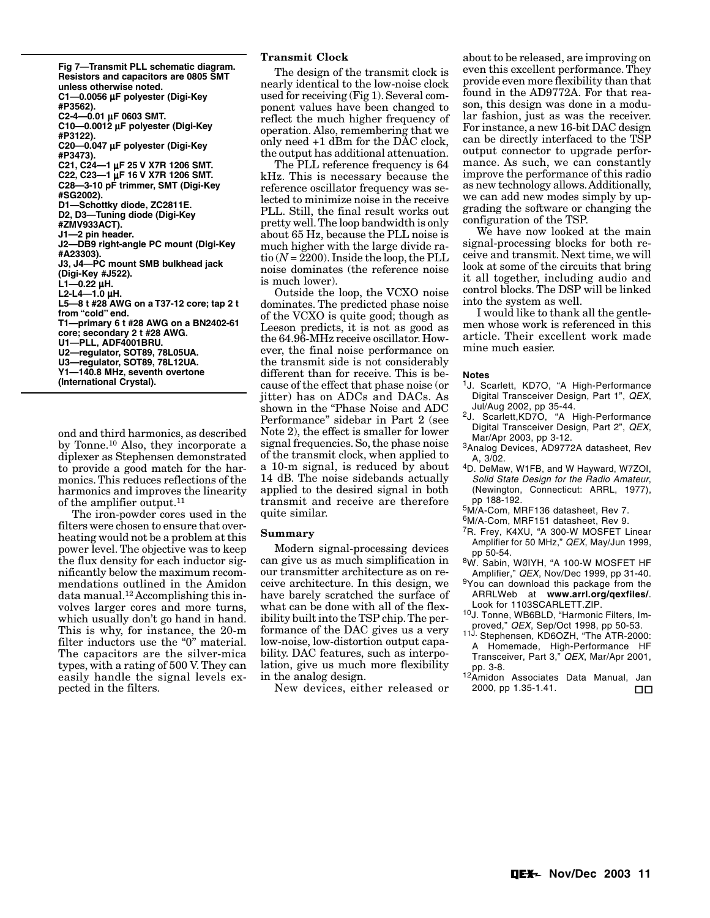**Fig 7—Transmit PLL schematic diagram. Resistors and capacitors are 0805 SMT unless otherwise noted.**
**C1—0.0056 µF polyester (Digi-Key #P3562).**
**C2-4—0.01 µF 0603 SMT.**
**C10—0.0012 µF polyester (Digi-Key #P3122).**
**C20—0.047 µF polyester (Digi-Key #P3473).**
**C21, C24—1 µF 25 V X7R 1206 SMT.**
**C22, C23—1 µF 16 V X7R 1206 SMT.**
**C28—3-10 pF trimmer, SMT (Digi-Key #SG2002).**
**D1—Schottky diode, ZC2811E.**
**D2, D3—Tuning diode (Digi-Key #ZMV933ACT).**
**J1—2 pin header.**
**J2—DB9 right-angle PC mount (Digi-Key #A23303).**
**J3, J4—PC mount SMB bulkhead jack (Digi-Key #J522).**
**L1—0.22 µH.**
**L2-L4—1.0 µH.**
**L5—8 t #28 AWG on a T37-12 core; tap 2 t from "cold" end.**
**T1—primary 6 t #28 AWG on a BN2402-61 core; secondary 2 t #28 AWG.**
**U1—PLL, ADF4001BRU.**
**U2—regulator, SOT89, 78L05UA.**
**U3—regulator, SOT89, 78L12UA.**
**Y1—140.8 MHz, seventh overtone (International Crystal).**

ond and third harmonics, as described by Tonne.[10] Also, they incorporate a diplexer as Stephensen demonstrated to provide a good match for the harmonics. This reduces reflections of the harmonics and improves the linearity of the amplifier output.[11]

The iron-powder cores used in the filters were chosen to ensure that overheating would not be a problem at this power level. The objective was to keep the flux density for each inductor significantly below the maximum recommendations outlined in the Amidon data manual.[12] Accomplishing this involves larger cores and more turns, which usually don't go hand in hand. This is why, for instance, the 20-m filter inductors use the "0" material. The capacitors are the silver-mica types, with a rating of 500 V. They can easily handle the signal levels expected in the filters.

### Transmit Clock

The design of the transmit clock is nearly identical to the low-noise clock used for receiving (Fig 1). Several component values have been changed to reflect the much higher frequency of operation. Also, remembering that we only need +1 dBm for the DAC clock, the output has additional attenuation.

The PLL reference frequency is 64 kHz. This is necessary because the reference oscillator frequency was selected to minimize noise in the receive PLL. Still, the final result works out pretty well. The loop bandwidth is only about 65 Hz, because the PLL noise is much higher with the large divide ratio ($N = 2200$). Inside the loop, the PLL noise dominates (the reference noise is much lower).

Outside the loop, the VCXO noise dominates. The predicted phase noise of the VCXO is quite good; though as Leeson predicts, it is not as good as the 64.96-MHz receive oscillator. However, the final noise performance on the transmit side is not considerably different than for receive. This is because of the effect that phase noise (or jitter) has on ADCs and DACs. As shown in the "Phase Noise and ADC Performance" sidebar in Part 2 (see Note 2), the effect is smaller for lower signal frequencies. So, the phase noise of the transmit clock, when applied to a 10-m signal, is reduced by about 14 dB. The noise sidebands actually applied to the desired signal in both transmit and receive are therefore quite similar.

### Summary

Modern signal-processing devices can give us as much simplification in our transmitter architecture as on receive architecture. In this design, we have barely scratched the surface of what can be done with all of the flexibility built into the TSP chip. The performance of the DAC gives us a very low-noise, low-distortion output capability. DAC features, such as interpolation, give us much more flexibility in the analog design.

New devices, either released or about to be released, are improving on even this excellent performance. They provide even more flexibility than that found in the AD9772A. For that reason, this design was done in a modular fashion, just as was the receiver. For instance, a new 16-bit DAC design can be directly interfaced to the TSP output connector to upgrade performance. As such, we can constantly improve the performance of this radio as new technology allows. Additionally, we can add new modes simply by upgrading the software or changing the configuration of the TSP.

We have now looked at the main signal-processing blocks for both receive and transmit. Next time, we will look at some of the circuits that bring it all together, including audio and control blocks. The DSP will be linked into the system as well.

I would like to thank all the gentlemen whose work is referenced in this article. Their excellent work made mine much easier.

### Notes

[1] J. Scarlett, KD7O, "A High-Performance Digital Transceiver Design, Part 1", *QEX*, Jul/Aug 2002, pp 35-44.
[2] J. Scarlett, KD7O, "A High-Performance Digital Transceiver Design, Part 2", *QEX*, Mar/Apr 2003, pp 3-12.
[3] Analog Devices, AD9772A datasheet, Rev A, 3/02.
[4] D. DeMaw, W1FB, and W Hayward, W7ZOI, *Solid State Design for the Radio Amateur*, (Newington, Connecticut: ARRL, 1977), pp 188-192.
[5] M/A-Com, MRF136 datasheet, Rev 7.
[6] M/A-Com, MRF151 datasheet, Rev 9.
[7] R. Frey, K4XU, "A 300-W MOSFET Linear Amplifier for 50 MHz," *QEX*, May/Jun 1999, pp 50-54.
[8] W. Sabin, W0IYH, "A 100-W MOSFET HF Amplifier," *QEX*, Nov/Dec 1999, pp 31-40.
[9] You can download this package from the ARRLWeb at **www.arrl.org/qexfiles/**. Look for 1103SCARLETT.ZIP.
[10] J. Tonne, WB6BLD, "Harmonic Filters, Improved," *QEX*, Sep/Oct 1998, pp 50-53.
[11] J. Stephensen, KD6OZH, "The ATR-2000: A Homemade, High-Performance HF Transceiver, Part 3," *QEX*, Mar/Apr 2001, pp. 3-8.
[12] Amidon Associates Data Manual, Jan 2000, pp 1.35-1.41.